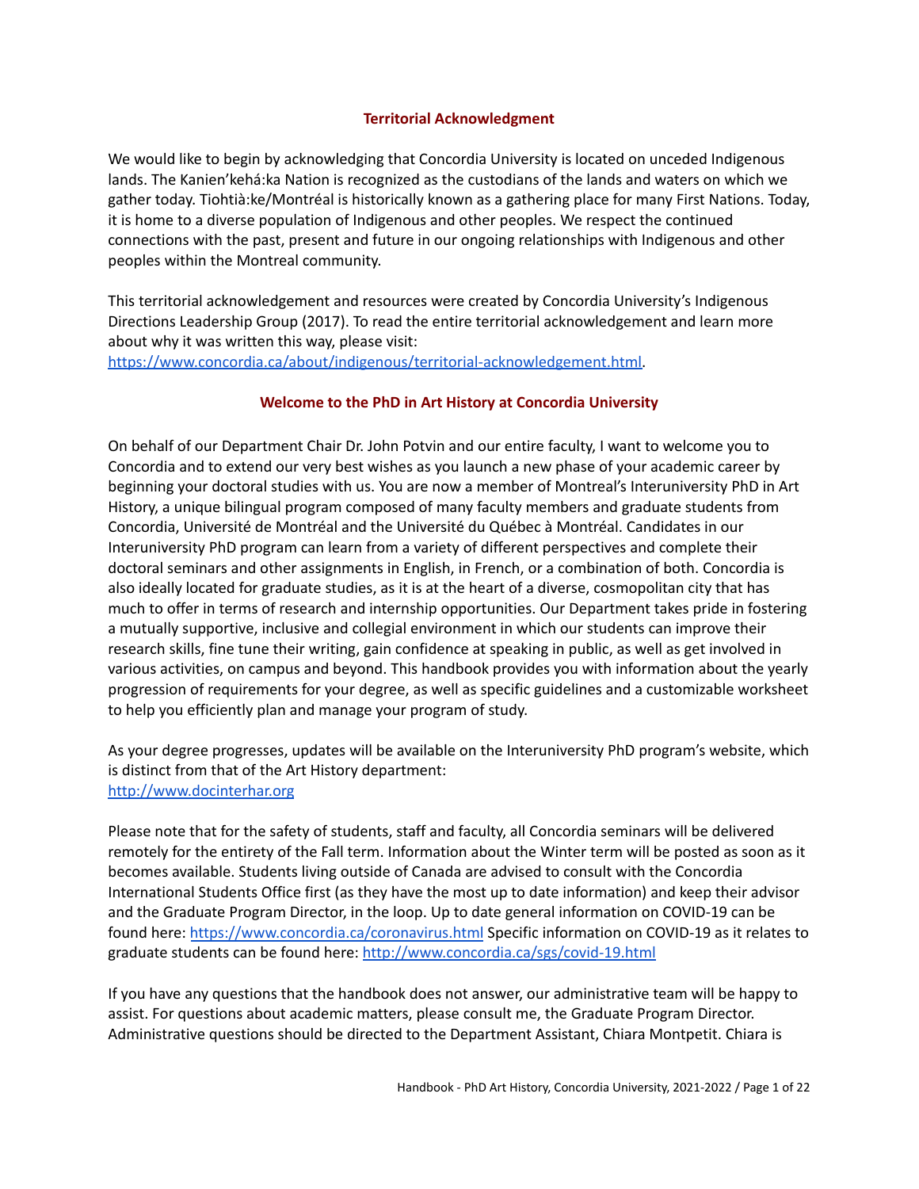## Territorial Acknowledgment

We would like to begin by acknowledging that Concordia University is located on unceded Indigenous lands. The Kanien'kehá:ka Nation is recognized as the custodians of the lands and waters on which we gather today. Tiohtià:ke/Montréal is historically known as a gathering place for many First Nations. Today, it is home to a diverse population of Indigenous and other peoples. We respect the continued connections with the past, present and future in our ongoing relationships with Indigenous and other peoples within the Montreal community.

This territorial acknowledgement and resources were created by Concordia University's Indigenous Directions Leadership Group (2017). To read the entire territorial acknowledgement and learn more about why it was written this way, please visit: https://www.concordia.ca/about/indigenous/territorial-acknowledgement.html.

## Welcome to the PhD in Art History at Concordia University

On behalf of our Department Chair Dr. John Potvin and our entire faculty, I want to welcome you to Concordia and to extend our very best wishes as you launch a new phase of your academic career by beginning your doctoral studies with us. You are now a member of Montreal's Interuniversity PhD in Art History, a unique bilingual program composed of many faculty members and graduate students from Concordia, Université de Montréal and the Université du Québec à Montréal. Candidates in our Interuniversity PhD program can learn from a variety of different perspectives and complete their doctoral seminars and other assignments in English, in French, or a combination of both. Concordia is also ideally located for graduate studies, as it is at the heart of a diverse, cosmopolitan city that has much to offer in terms of research and internship opportunities. Our Department takes pride in fostering a mutually supportive, inclusive and collegial environment in which our students can improve their research skills, fine tune their writing, gain confidence at speaking in public, as well as get involved in various activities, on campus and beyond. This handbook provides you with information about the yearly progression of requirements for your degree, as well as specific guidelines and a customizable worksheet to help you efficiently plan and manage your program of study.

As your degree progresses, updates will be available on the Interuniversity PhD program's website, which is distinct from that of the Art History department: http://www.docinterhar.org

Please note that for the safety of students, staff and faculty, all Concordia seminars will be delivered remotely for the entirety of the Fall term. Information about the Winter term will be posted as soon as it becomes available. Students living outside of Canada are advised to consult with the Concordia International Students Office first (as they have the most up to date information) and keep their advisor and the Graduate Program Director, in the loop. Up to date general information on COVID-19 can be found here: https://www.concordia.ca/coronavirus.html Specific information on COVID-19 as it relates to graduate students can be found here: http://www.concordia.ca/sgs/covid-19.html

If you have any questions that the handbook does not answer, our administrative team will be happy to assist. For questions about academic matters, please consult me, the Graduate Program Director. Administrative questions should be directed to the Department Assistant, Chiara Montpetit. Chiara is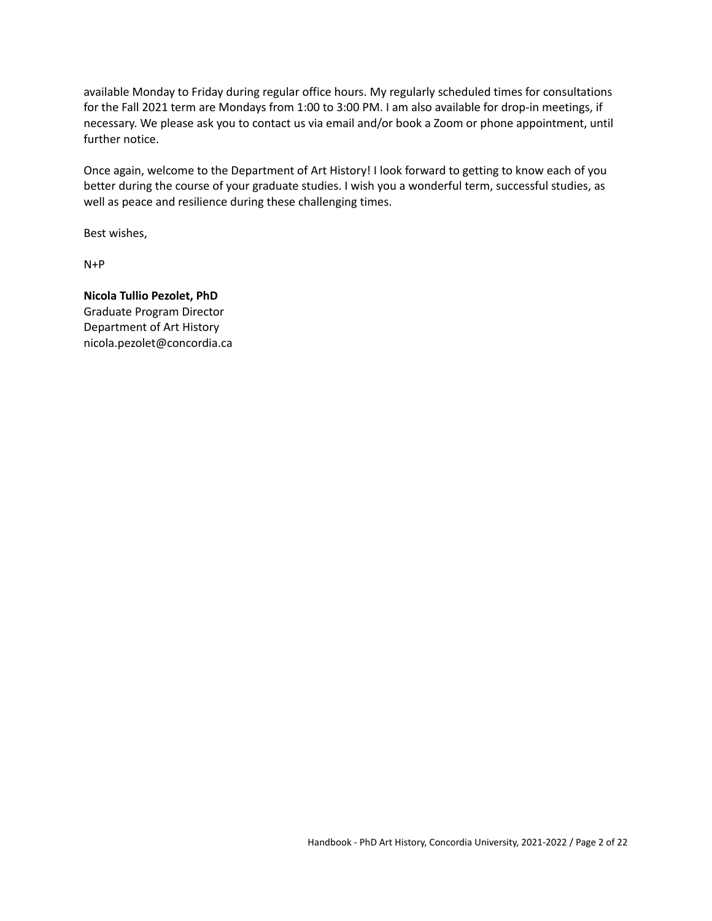available Monday to Friday during regular office hours. My regularly scheduled times for consultations for the Fall 2021 term are Mondays from 1:00 to 3:00 PM. I am also available for drop-in meetings, if necessary. We please ask you to contact us via email and/or book a Zoom or phone appointment, until further notice.

Once again, welcome to the Department of Art History! I look forward to getting to know each of you better during the course of your graduate studies. I wish you a wonderful term, successful studies, as well as peace and resilience during these challenging times.

Best wishes,

N+P

**Nicola Tullio Pezolet, PhD**
Graduate Program Director
Department of Art History
nicola.pezolet@concordia.ca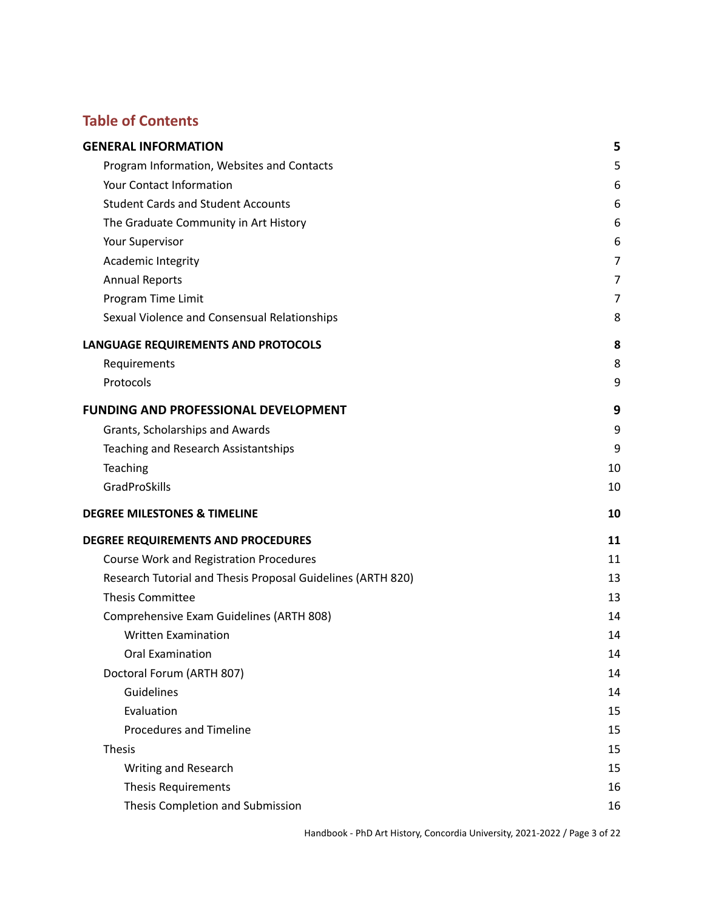## Table of Contents

| | |
|---|---|
| **GENERAL INFORMATION** | **5** |
| Program Information, Websites and Contacts | 5 |
| Your Contact Information | 6 |
| Student Cards and Student Accounts | 6 |
| The Graduate Community in Art History | 6 |
| Your Supervisor | 6 |
| Academic Integrity | 7 |
| Annual Reports | 7 |
| Program Time Limit | 7 |
| Sexual Violence and Consensual Relationships | 8 |
| **LANGUAGE REQUIREMENTS AND PROTOCOLS** | **8** |
| Requirements | 8 |
| Protocols | 9 |
| **FUNDING AND PROFESSIONAL DEVELOPMENT** | **9** |
| Grants, Scholarships and Awards | 9 |
| Teaching and Research Assistantships | 9 |
| Teaching | 10 |
| GradProSkills | 10 |
| **DEGREE MILESTONES & TIMELINE** | **10** |
| **DEGREE REQUIREMENTS AND PROCEDURES** | **11** |
| Course Work and Registration Procedures | 11 |
| Research Tutorial and Thesis Proposal Guidelines (ARTH 820) | 13 |
| Thesis Committee | 13 |
| Comprehensive Exam Guidelines (ARTH 808) | 14 |
| Written Examination | 14 |
| Oral Examination | 14 |
| Doctoral Forum (ARTH 807) | 14 |
| Guidelines | 14 |
| Evaluation | 15 |
| Procedures and Timeline | 15 |
| Thesis | 15 |
| Writing and Research | 15 |
| Thesis Requirements | 16 |
| Thesis Completion and Submission | 16 |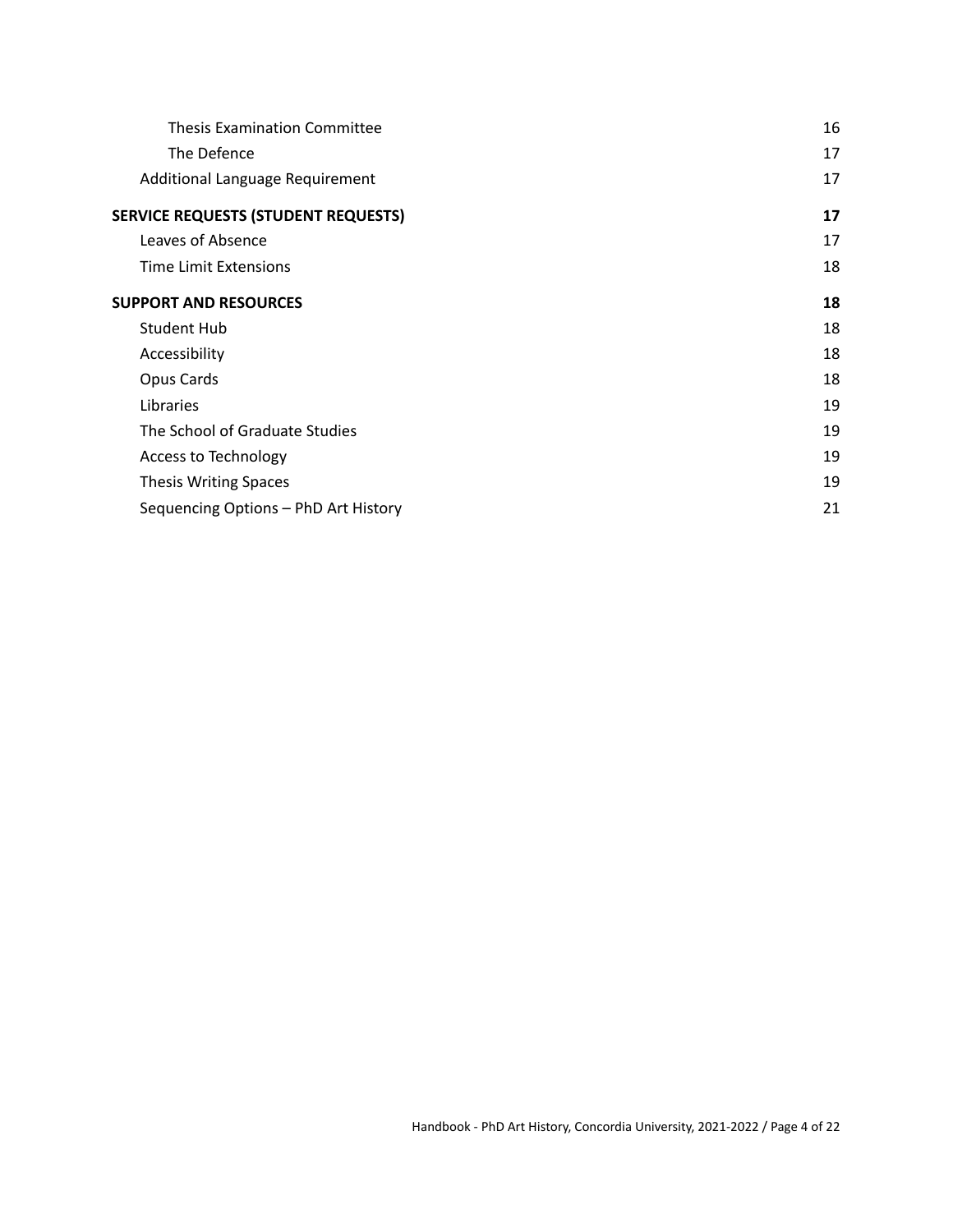| | |
|---|---|
| Thesis Examination Committee | 16 |
| The Defence | 17 |
| Additional Language Requirement | 17 |
| **SERVICE REQUESTS (STUDENT REQUESTS)** | **17** |
| Leaves of Absence | 17 |
| Time Limit Extensions | 18 |
| **SUPPORT AND RESOURCES** | **18** |
| Student Hub | 18 |
| Accessibility | 18 |
| Opus Cards | 18 |
| Libraries | 19 |
| The School of Graduate Studies | 19 |
| Access to Technology | 19 |
| Thesis Writing Spaces | 19 |
| Sequencing Options – PhD Art History | 21 |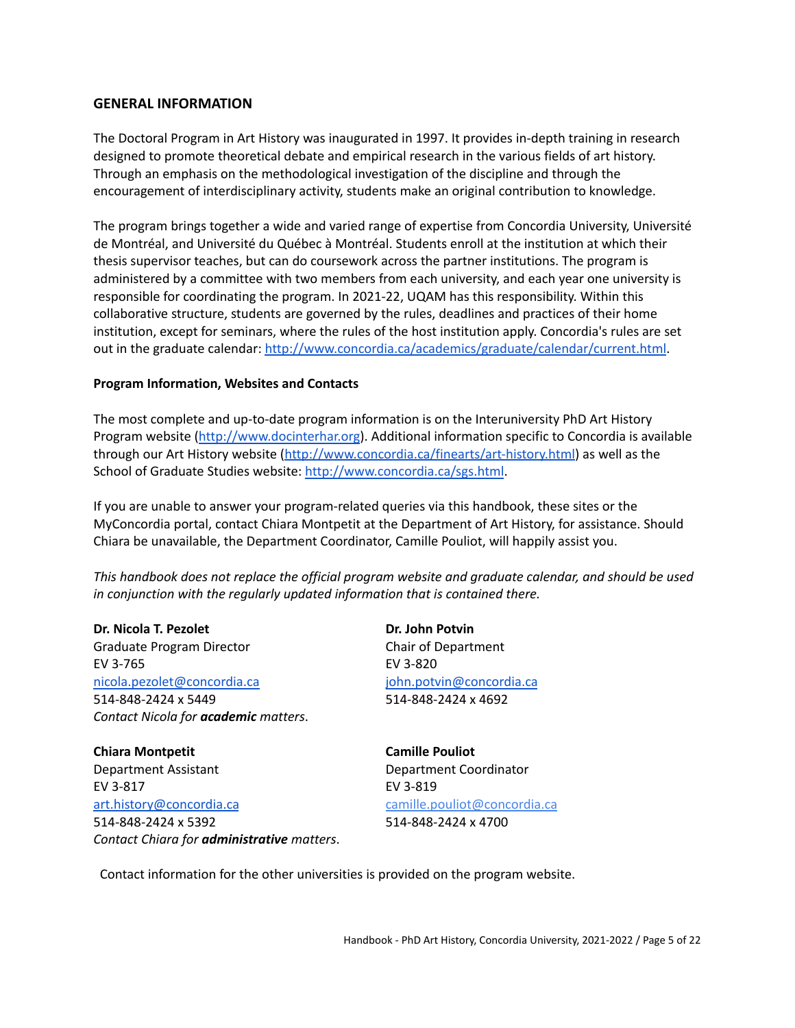## GENERAL INFORMATION

The Doctoral Program in Art History was inaugurated in 1997. It provides in-depth training in research designed to promote theoretical debate and empirical research in the various fields of art history. Through an emphasis on the methodological investigation of the discipline and through the encouragement of interdisciplinary activity, students make an original contribution to knowledge.

The program brings together a wide and varied range of expertise from Concordia University, Université de Montréal, and Université du Québec à Montréal. Students enroll at the institution at which their thesis supervisor teaches, but can do coursework across the partner institutions. The program is administered by a committee with two members from each university, and each year one university is responsible for coordinating the program. In 2021-22, UQAM has this responsibility. Within this collaborative structure, students are governed by the rules, deadlines and practices of their home institution, except for seminars, where the rules of the host institution apply. Concordia's rules are set out in the graduate calendar: [http://www.concordia.ca/academics/graduate/calendar/current.html](http://www.concordia.ca/academics/graduate/calendar/current.html).

### Program Information, Websites and Contacts

The most complete and up-to-date program information is on the Interuniversity PhD Art History Program website ([http://www.docinterhar.org](http://www.docinterhar.org)). Additional information specific to Concordia is available through our Art History website ([http://www.concordia.ca/finearts/art-history.html](http://www.concordia.ca/finearts/art-history.html)) as well as the School of Graduate Studies website: [http://www.concordia.ca/sgs.html](http://www.concordia.ca/sgs.html).

If you are unable to answer your program-related queries via this handbook, these sites or the MyConcordia portal, contact Chiara Montpetit at the Department of Art History, for assistance. Should Chiara be unavailable, the Department Coordinator, Camille Pouliot, will happily assist you.

*This handbook does not replace the official program website and graduate calendar, and should be used in conjunction with the regularly updated information that is contained there.*

**Dr. Nicola T. Pezolet**
Graduate Program Director
EV 3-765
[nicola.pezolet@concordia.ca](mailto:nicola.pezolet@concordia.ca)
514-848-2424 x 5449
*Contact Nicola for* ***academic*** *matters*.

**Dr. John Potvin**
Chair of Department
EV 3-820
[john.potvin@concordia.ca](mailto:john.potvin@concordia.ca)
514-848-2424 x 4692

**Chiara Montpetit**
Department Assistant
EV 3-817
[art.history@concordia.ca](mailto:art.history@concordia.ca)
514-848-2424 x 5392
*Contact Chiara for* ***administrative*** *matters*.

**Camille Pouliot**
Department Coordinator
EV 3-819
[camille.pouliot@concordia.ca](mailto:camille.pouliot@concordia.ca)
514-848-2424 x 4700

Contact information for the other universities is provided on the program website.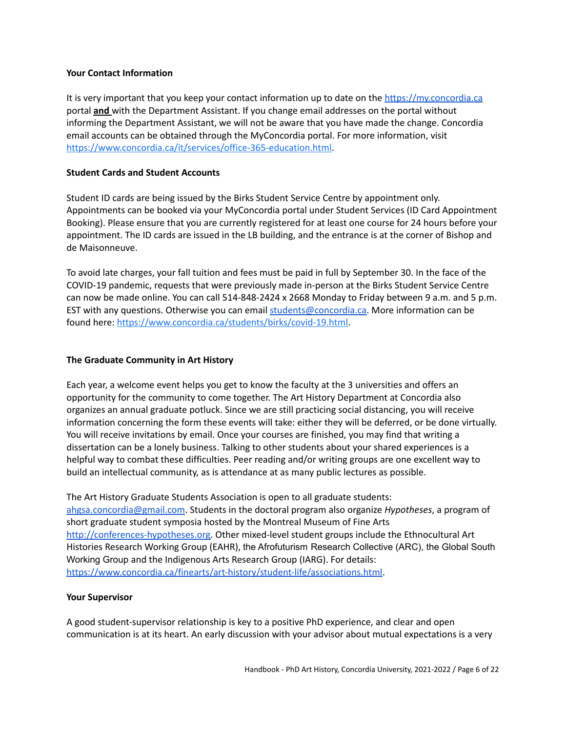**Your Contact Information**

It is very important that you keep your contact information up to date on the https://my.concordia.ca portal **and** with the Department Assistant. If you change email addresses on the portal without informing the Department Assistant, we will not be aware that you have made the change. Concordia email accounts can be obtained through the MyConcordia portal. For more information, visit https://www.concordia.ca/it/services/office-365-education.html.

**Student Cards and Student Accounts**

Student ID cards are being issued by the Birks Student Service Centre by appointment only. Appointments can be booked via your MyConcordia portal under Student Services (ID Card Appointment Booking). Please ensure that you are currently registered for at least one course for 24 hours before your appointment. The ID cards are issued in the LB building, and the entrance is at the corner of Bishop and de Maisonneuve.

To avoid late charges, your fall tuition and fees must be paid in full by September 30. In the face of the COVID-19 pandemic, requests that were previously made in-person at the Birks Student Service Centre can now be made online. You can call 514-848-2424 x 2668 Monday to Friday between 9 a.m. and 5 p.m. EST with any questions. Otherwise you can email students@concordia.ca. More information can be found here: https://www.concordia.ca/students/birks/covid-19.html.

**The Graduate Community in Art History**

Each year, a welcome event helps you get to know the faculty at the 3 universities and offers an opportunity for the community to come together. The Art History Department at Concordia also organizes an annual graduate potluck. Since we are still practicing social distancing, you will receive information concerning the form these events will take: either they will be deferred, or be done virtually. You will receive invitations by email. Once your courses are finished, you may find that writing a dissertation can be a lonely business. Talking to other students about your shared experiences is a helpful way to combat these difficulties. Peer reading and/or writing groups are one excellent way to build an intellectual community, as is attendance at as many public lectures as possible.

The Art History Graduate Students Association is open to all graduate students: ahgsa.concordia@gmail.com. Students in the doctoral program also organize *Hypotheses*, a program of short graduate student symposia hosted by the Montreal Museum of Fine Arts http://conferences-hypotheses.org. Other mixed-level student groups include the Ethnocultural Art Histories Research Working Group (EAHR), the Afrofuturism Research Collective (ARC), the Global South Working Group and the Indigenous Arts Research Group (IARG). For details: https://www.concordia.ca/finearts/art-history/student-life/associations.html.

**Your Supervisor**

A good student-supervisor relationship is key to a positive PhD experience, and clear and open communication is at its heart. An early discussion with your advisor about mutual expectations is a very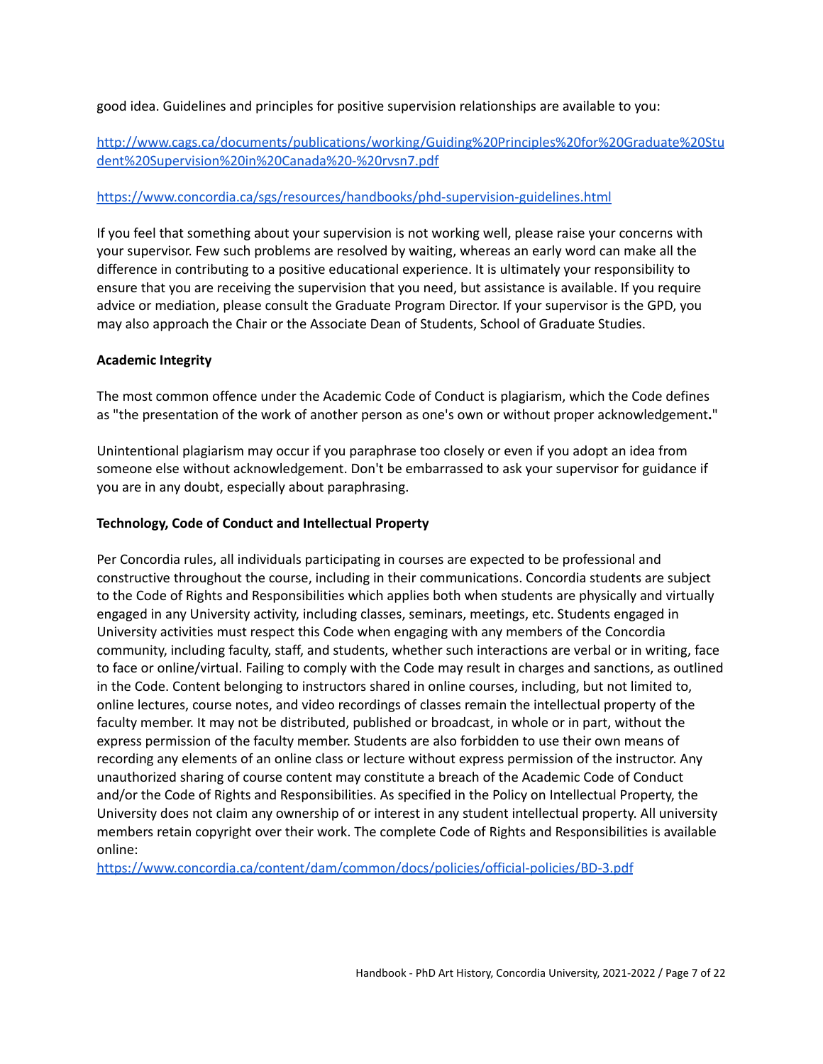good idea. Guidelines and principles for positive supervision relationships are available to you:

http://www.cags.ca/documents/publications/working/Guiding%20Principles%20for%20Graduate%20Student%20Supervision%20in%20Canada%20-%20rvsn7.pdf

https://www.concordia.ca/sgs/resources/handbooks/phd-supervision-guidelines.html

If you feel that something about your supervision is not working well, please raise your concerns with your supervisor. Few such problems are resolved by waiting, whereas an early word can make all the difference in contributing to a positive educational experience. It is ultimately your responsibility to ensure that you are receiving the supervision that you need, but assistance is available. If you require advice or mediation, please consult the Graduate Program Director. If your supervisor is the GPD, you may also approach the Chair or the Associate Dean of Students, School of Graduate Studies.

**Academic Integrity**

The most common offence under the Academic Code of Conduct is plagiarism, which the Code defines as "the presentation of the work of another person as one's own or without proper acknowledgement**.**"

Unintentional plagiarism may occur if you paraphrase too closely or even if you adopt an idea from someone else without acknowledgement. Don't be embarrassed to ask your supervisor for guidance if you are in any doubt, especially about paraphrasing.

**Technology, Code of Conduct and Intellectual Property**

Per Concordia rules, all individuals participating in courses are expected to be professional and constructive throughout the course, including in their communications. Concordia students are subject to the Code of Rights and Responsibilities which applies both when students are physically and virtually engaged in any University activity, including classes, seminars, meetings, etc. Students engaged in University activities must respect this Code when engaging with any members of the Concordia community, including faculty, staff, and students, whether such interactions are verbal or in writing, face to face or online/virtual. Failing to comply with the Code may result in charges and sanctions, as outlined in the Code. Content belonging to instructors shared in online courses, including, but not limited to, online lectures, course notes, and video recordings of classes remain the intellectual property of the faculty member. It may not be distributed, published or broadcast, in whole or in part, without the express permission of the faculty member. Students are also forbidden to use their own means of recording any elements of an online class or lecture without express permission of the instructor. Any unauthorized sharing of course content may constitute a breach of the Academic Code of Conduct and/or the Code of Rights and Responsibilities. As specified in the Policy on Intellectual Property, the University does not claim any ownership of or interest in any student intellectual property. All university members retain copyright over their work. The complete Code of Rights and Responsibilities is available online:
https://www.concordia.ca/content/dam/common/docs/policies/official-policies/BD-3.pdf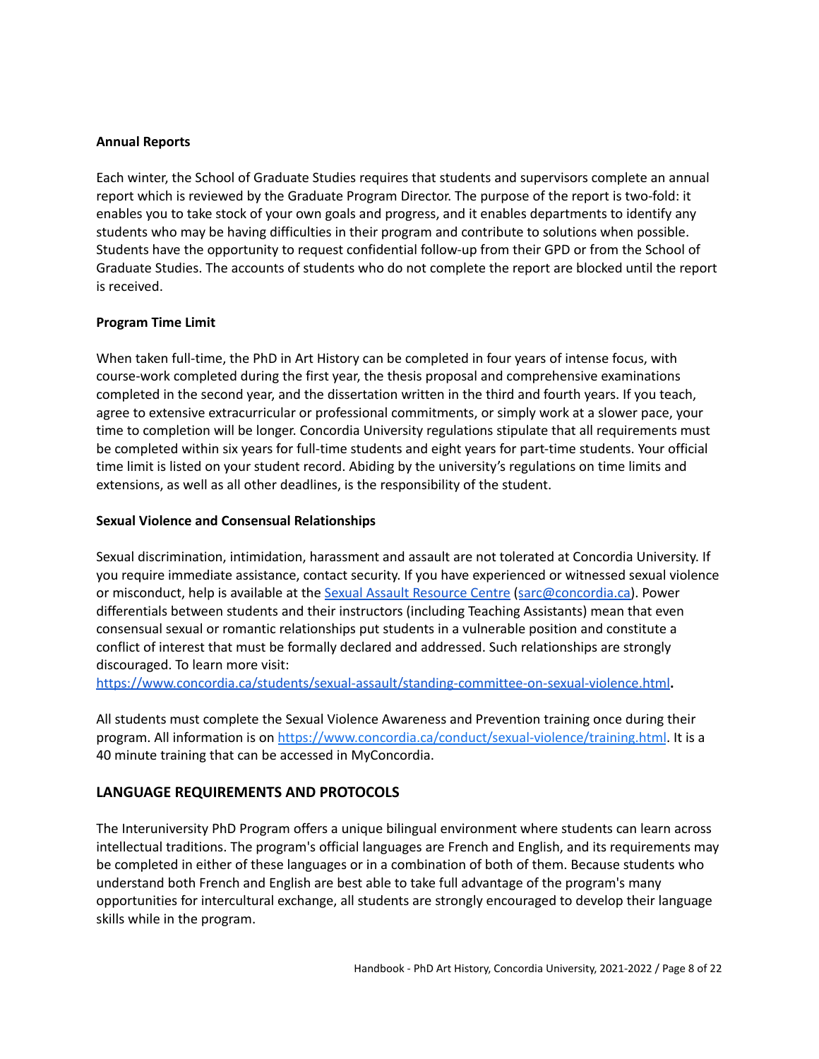**Annual Reports**

Each winter, the School of Graduate Studies requires that students and supervisors complete an annual report which is reviewed by the Graduate Program Director. The purpose of the report is two-fold: it enables you to take stock of your own goals and progress, and it enables departments to identify any students who may be having difficulties in their program and contribute to solutions when possible. Students have the opportunity to request confidential follow-up from their GPD or from the School of Graduate Studies. The accounts of students who do not complete the report are blocked until the report is received.

**Program Time Limit**

When taken full-time, the PhD in Art History can be completed in four years of intense focus, with course-work completed during the first year, the thesis proposal and comprehensive examinations completed in the second year, and the dissertation written in the third and fourth years. If you teach, agree to extensive extracurricular or professional commitments, or simply work at a slower pace, your time to completion will be longer. Concordia University regulations stipulate that all requirements must be completed within six years for full-time students and eight years for part-time students. Your official time limit is listed on your student record. Abiding by the university's regulations on time limits and extensions, as well as all other deadlines, is the responsibility of the student.

**Sexual Violence and Consensual Relationships**

Sexual discrimination, intimidation, harassment and assault are not tolerated at Concordia University. If you require immediate assistance, contact security. If you have experienced or witnessed sexual violence or misconduct, help is available at the [Sexual Assault Resource Centre](https://www.concordia.ca) ([sarc@concordia.ca](mailto:sarc@concordia.ca)). Power differentials between students and their instructors (including Teaching Assistants) mean that even consensual sexual or romantic relationships put students in a vulnerable position and constitute a conflict of interest that must be formally declared and addressed. Such relationships are strongly discouraged. To learn more visit: [https://www.concordia.ca/students/sexual-assault/standing-committee-on-sexual-violence.html](https://www.concordia.ca/students/sexual-assault/standing-committee-on-sexual-violence.html).

All students must complete the Sexual Violence Awareness and Prevention training once during their program. All information is on [https://www.concordia.ca/conduct/sexual-violence/training.html](https://www.concordia.ca/conduct/sexual-violence/training.html). It is a 40 minute training that can be accessed in MyConcordia.

## LANGUAGE REQUIREMENTS AND PROTOCOLS

The Interuniversity PhD Program offers a unique bilingual environment where students can learn across intellectual traditions. The program's official languages are French and English, and its requirements may be completed in either of these languages or in a combination of both of them. Because students who understand both French and English are best able to take full advantage of the program's many opportunities for intercultural exchange, all students are strongly encouraged to develop their language skills while in the program.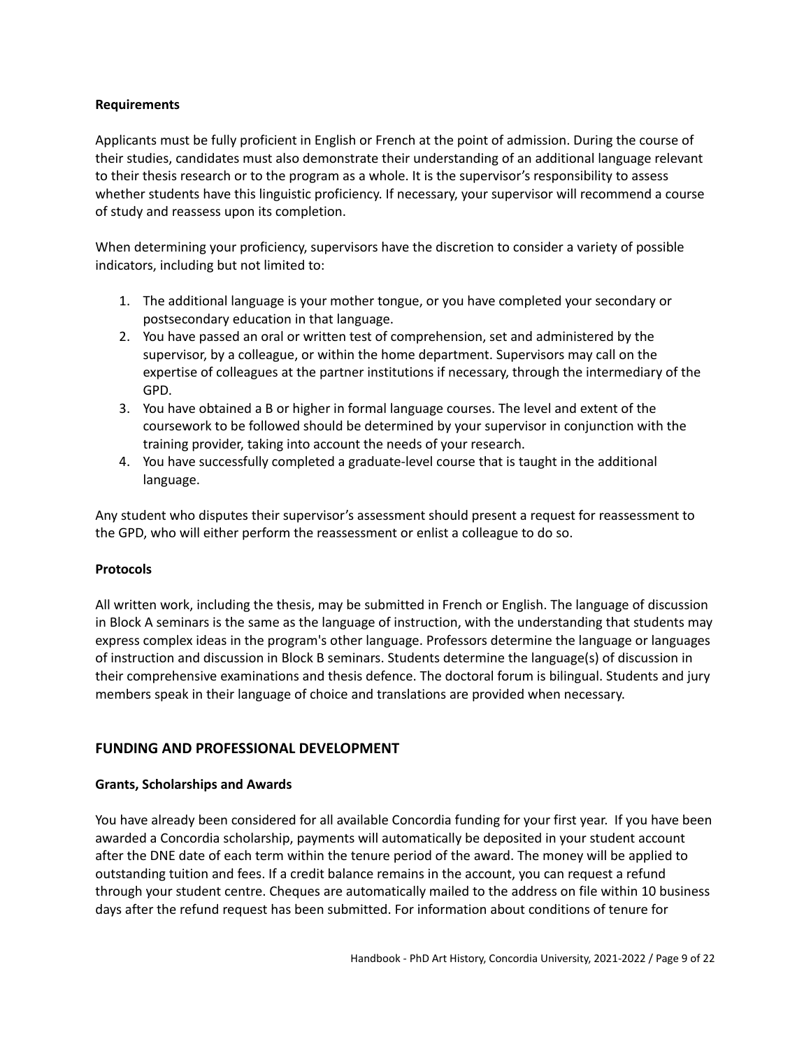**Requirements**

Applicants must be fully proficient in English or French at the point of admission. During the course of their studies, candidates must also demonstrate their understanding of an additional language relevant to their thesis research or to the program as a whole. It is the supervisor's responsibility to assess whether students have this linguistic proficiency. If necessary, your supervisor will recommend a course of study and reassess upon its completion.

When determining your proficiency, supervisors have the discretion to consider a variety of possible indicators, including but not limited to:

1. The additional language is your mother tongue, or you have completed your secondary or postsecondary education in that language.
2. You have passed an oral or written test of comprehension, set and administered by the supervisor, by a colleague, or within the home department. Supervisors may call on the expertise of colleagues at the partner institutions if necessary, through the intermediary of the GPD.
3. You have obtained a B or higher in formal language courses. The level and extent of the coursework to be followed should be determined by your supervisor in conjunction with the training provider, taking into account the needs of your research.
4. You have successfully completed a graduate-level course that is taught in the additional language.

Any student who disputes their supervisor's assessment should present a request for reassessment to the GPD, who will either perform the reassessment or enlist a colleague to do so.

**Protocols**

All written work, including the thesis, may be submitted in French or English. The language of discussion in Block A seminars is the same as the language of instruction, with the understanding that students may express complex ideas in the program's other language. Professors determine the language or languages of instruction and discussion in Block B seminars. Students determine the language(s) of discussion in their comprehensive examinations and thesis defence. The doctoral forum is bilingual. Students and jury members speak in their language of choice and translations are provided when necessary.

## FUNDING AND PROFESSIONAL DEVELOPMENT

**Grants, Scholarships and Awards**

You have already been considered for all available Concordia funding for your first year. If you have been awarded a Concordia scholarship, payments will automatically be deposited in your student account after the DNE date of each term within the tenure period of the award. The money will be applied to outstanding tuition and fees. If a credit balance remains in the account, you can request a refund through your student centre. Cheques are automatically mailed to the address on file within 10 business days after the refund request has been submitted. For information about conditions of tenure for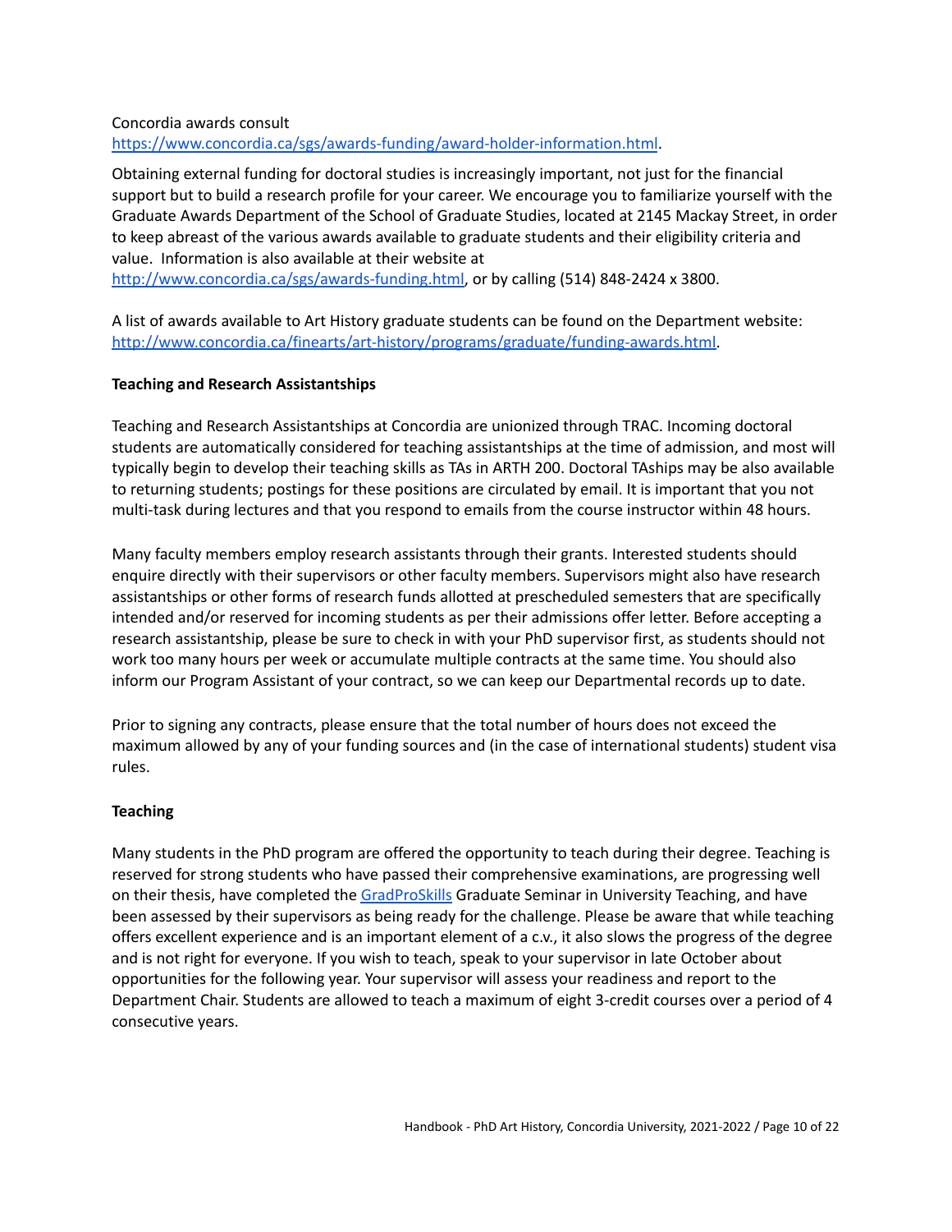Concordia awards consult
https://www.concordia.ca/sgs/awards-funding/award-holder-information.html.

Obtaining external funding for doctoral studies is increasingly important, not just for the financial support but to build a research profile for your career. We encourage you to familiarize yourself with the Graduate Awards Department of the School of Graduate Studies, located at 2145 Mackay Street, in order to keep abreast of the various awards available to graduate students and their eligibility criteria and value. Information is also available at their website at
http://www.concordia.ca/sgs/awards-funding.html, or by calling (514) 848-2424 x 3800.

A list of awards available to Art History graduate students can be found on the Department website: http://www.concordia.ca/finearts/art-history/programs/graduate/funding-awards.html.

**Teaching and Research Assistantships**

Teaching and Research Assistantships at Concordia are unionized through TRAC. Incoming doctoral students are automatically considered for teaching assistantships at the time of admission, and most will typically begin to develop their teaching skills as TAs in ARTH 200. Doctoral TAships may be also available to returning students; postings for these positions are circulated by email. It is important that you not multi-task during lectures and that you respond to emails from the course instructor within 48 hours.

Many faculty members employ research assistants through their grants. Interested students should enquire directly with their supervisors or other faculty members. Supervisors might also have research assistantships or other forms of research funds allotted at prescheduled semesters that are specifically intended and/or reserved for incoming students as per their admissions offer letter. Before accepting a research assistantship, please be sure to check in with your PhD supervisor first, as students should not work too many hours per week or accumulate multiple contracts at the same time. You should also inform our Program Assistant of your contract, so we can keep our Departmental records up to date.

Prior to signing any contracts, please ensure that the total number of hours does not exceed the maximum allowed by any of your funding sources and (in the case of international students) student visa rules.

**Teaching**

Many students in the PhD program are offered the opportunity to teach during their degree. Teaching is reserved for strong students who have passed their comprehensive examinations, are progressing well on their thesis, have completed the GradProSkills Graduate Seminar in University Teaching, and have been assessed by their supervisors as being ready for the challenge. Please be aware that while teaching offers excellent experience and is an important element of a c.v., it also slows the progress of the degree and is not right for everyone. If you wish to teach, speak to your supervisor in late October about opportunities for the following year. Your supervisor will assess your readiness and report to the Department Chair. Students are allowed to teach a maximum of eight 3-credit courses over a period of 4 consecutive years.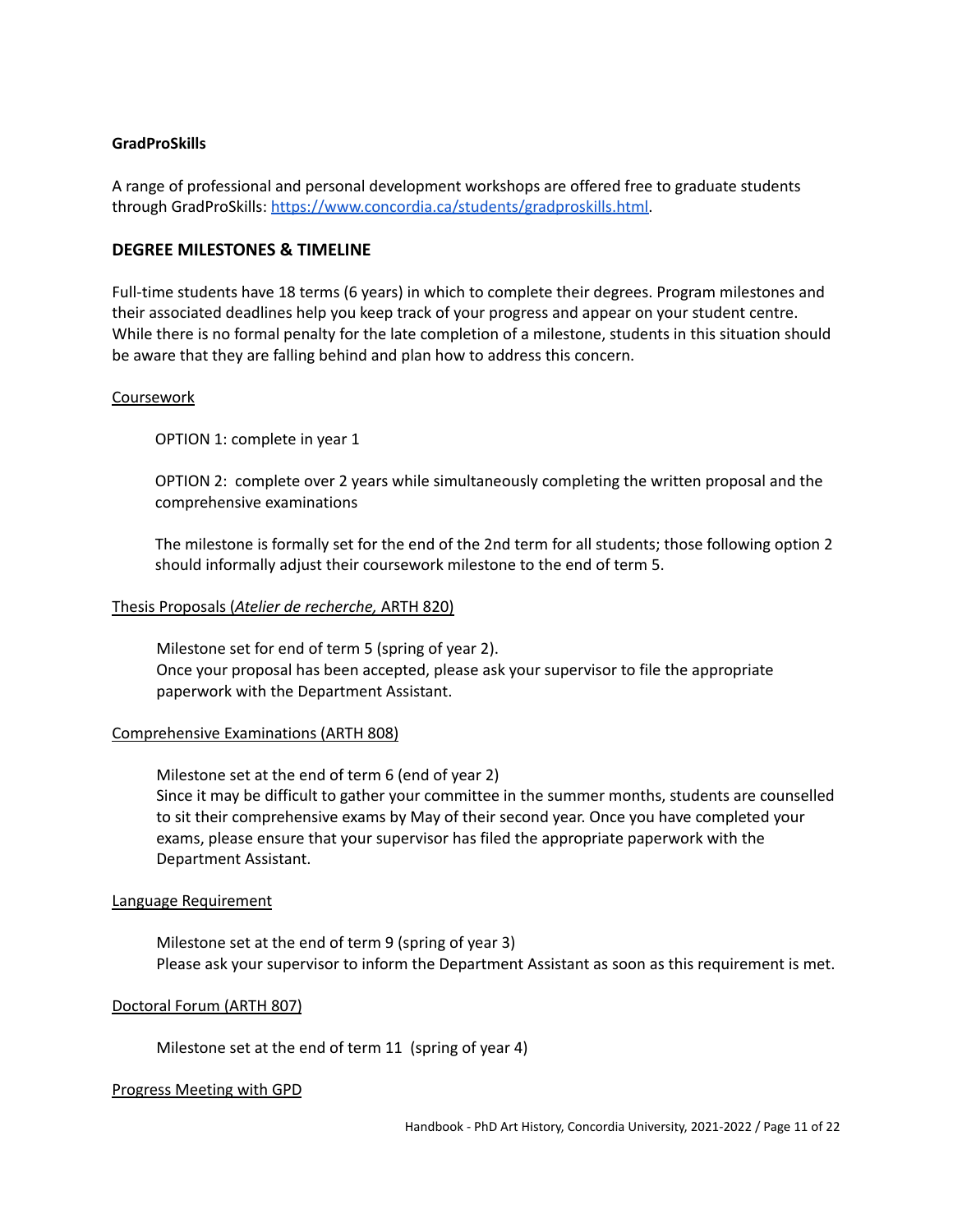**GradProSkills**

A range of professional and personal development workshops are offered free to graduate students through GradProSkills: https://www.concordia.ca/students/gradproskills.html.

## DEGREE MILESTONES & TIMELINE

Full-time students have 18 terms (6 years) in which to complete their degrees. Program milestones and their associated deadlines help you keep track of your progress and appear on your student centre. While there is no formal penalty for the late completion of a milestone, students in this situation should be aware that they are falling behind and plan how to address this concern.

Coursework

OPTION 1: complete in year 1

OPTION 2: complete over 2 years while simultaneously completing the written proposal and the comprehensive examinations

The milestone is formally set for the end of the 2nd term for all students; those following option 2 should informally adjust their coursework milestone to the end of term 5.

Thesis Proposals (*Atelier de recherche,* ARTH 820)

Milestone set for end of term 5 (spring of year 2).
Once your proposal has been accepted, please ask your supervisor to file the appropriate paperwork with the Department Assistant.

Comprehensive Examinations (ARTH 808)

Milestone set at the end of term 6 (end of year 2)
Since it may be difficult to gather your committee in the summer months, students are counselled to sit their comprehensive exams by May of their second year. Once you have completed your exams, please ensure that your supervisor has filed the appropriate paperwork with the Department Assistant.

Language Requirement

Milestone set at the end of term 9 (spring of year 3)
Please ask your supervisor to inform the Department Assistant as soon as this requirement is met.

Doctoral Forum (ARTH 807)

Milestone set at the end of term 11 (spring of year 4)

Progress Meeting with GPD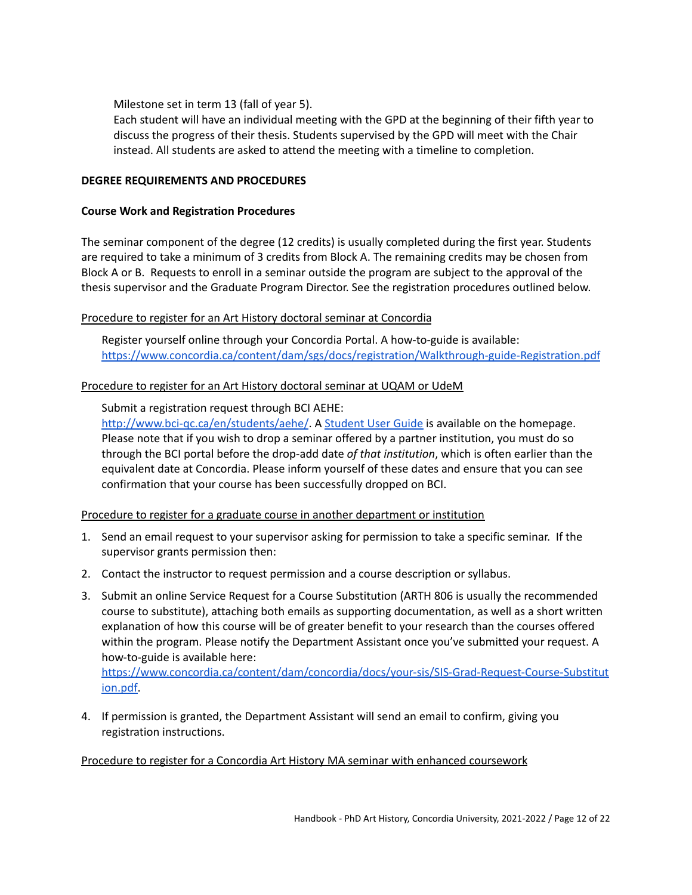Milestone set in term 13 (fall of year 5).
Each student will have an individual meeting with the GPD at the beginning of their fifth year to discuss the progress of their thesis. Students supervised by the GPD will meet with the Chair instead. All students are asked to attend the meeting with a timeline to completion.

**DEGREE REQUIREMENTS AND PROCEDURES**

**Course Work and Registration Procedures**

The seminar component of the degree (12 credits) is usually completed during the first year. Students are required to take a minimum of 3 credits from Block A. The remaining credits may be chosen from Block A or B. Requests to enroll in a seminar outside the program are subject to the approval of the thesis supervisor and the Graduate Program Director. See the registration procedures outlined below.

<u>Procedure to register for an Art History doctoral seminar at Concordia</u>

Register yourself online through your Concordia Portal. A how-to-guide is available: [https://www.concordia.ca/content/dam/sgs/docs/registration/Walkthrough-guide-Registration.pdf](https://www.concordia.ca/content/dam/sgs/docs/registration/Walkthrough-guide-Registration.pdf)

<u>Procedure to register for an Art History doctoral seminar at UQAM or UdeM</u>

Submit a registration request through BCI AEHE: [http://www.bci-qc.ca/en/students/aehe/](http://www.bci-qc.ca/en/students/aehe/). A Student User Guide is available on the homepage. Please note that if you wish to drop a seminar offered by a partner institution, you must do so through the BCI portal before the drop-add date *of that institution*, which is often earlier than the equivalent date at Concordia. Please inform yourself of these dates and ensure that you can see confirmation that your course has been successfully dropped on BCI.

<u>Procedure to register for a graduate course in another department or institution</u>

1. Send an email request to your supervisor asking for permission to take a specific seminar. If the supervisor grants permission then:
2. Contact the instructor to request permission and a course description or syllabus.
3. Submit an online Service Request for a Course Substitution (ARTH 806 is usually the recommended course to substitute), attaching both emails as supporting documentation, as well as a short written explanation of how this course will be of greater benefit to your research than the courses offered within the program. Please notify the Department Assistant once you've submitted your request. A how-to-guide is available here: [https://www.concordia.ca/content/dam/concordia/docs/your-sis/SIS-Grad-Request-Course-Substitution.pdf](https://www.concordia.ca/content/dam/concordia/docs/your-sis/SIS-Grad-Request-Course-Substitution.pdf).
4. If permission is granted, the Department Assistant will send an email to confirm, giving you registration instructions.

<u>Procedure to register for a Concordia Art History MA seminar with enhanced coursework</u>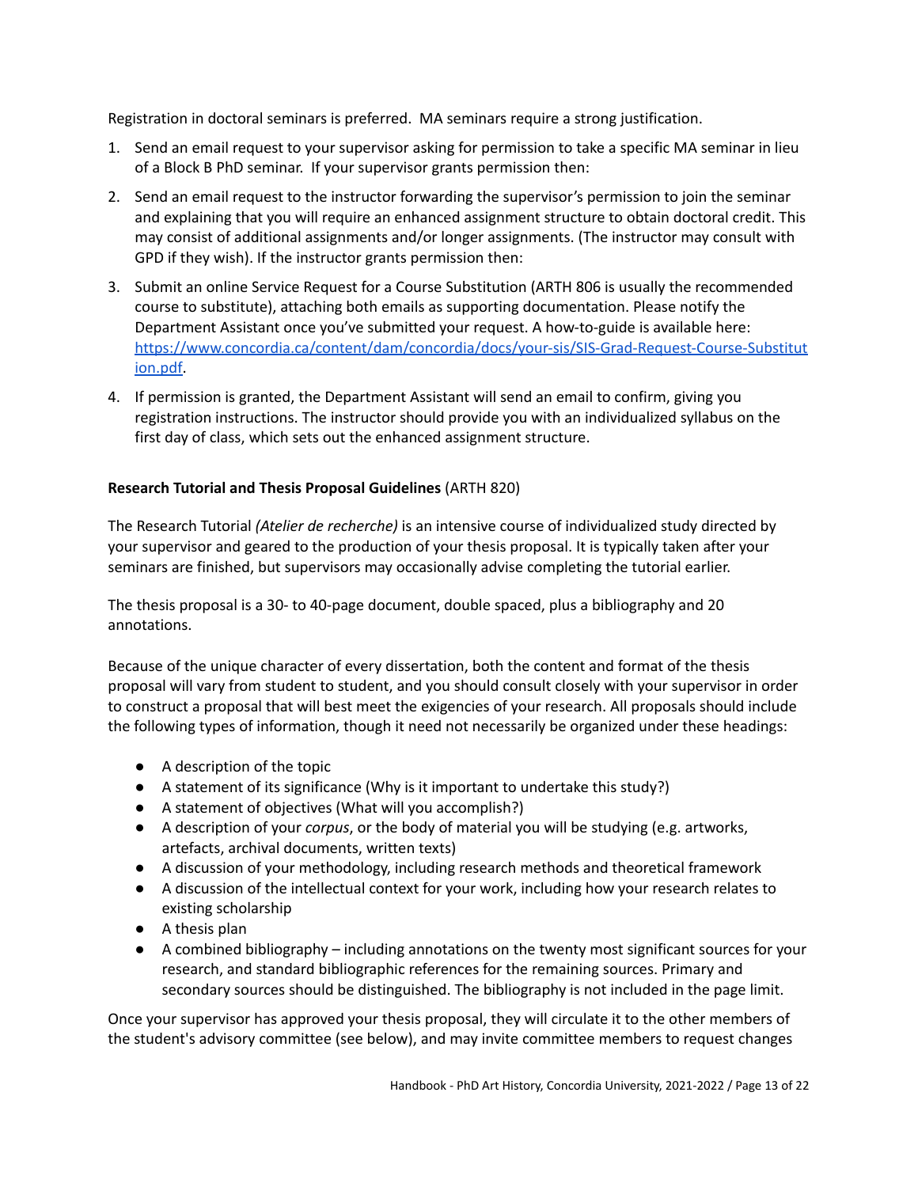Registration in doctoral seminars is preferred. MA seminars require a strong justification.

1. Send an email request to your supervisor asking for permission to take a specific MA seminar in lieu of a Block B PhD seminar. If your supervisor grants permission then:
2. Send an email request to the instructor forwarding the supervisor's permission to join the seminar and explaining that you will require an enhanced assignment structure to obtain doctoral credit. This may consist of additional assignments and/or longer assignments. (The instructor may consult with GPD if they wish). If the instructor grants permission then:
3. Submit an online Service Request for a Course Substitution (ARTH 806 is usually the recommended course to substitute), attaching both emails as supporting documentation. Please notify the Department Assistant once you've submitted your request. A how-to-guide is available here: [https://www.concordia.ca/content/dam/concordia/docs/your-sis/SIS-Grad-Request-Course-Substitution.pdf](https://www.concordia.ca/content/dam/concordia/docs/your-sis/SIS-Grad-Request-Course-Substitution.pdf).
4. If permission is granted, the Department Assistant will send an email to confirm, giving you registration instructions. The instructor should provide you with an individualized syllabus on the first day of class, which sets out the enhanced assignment structure.

**Research Tutorial and Thesis Proposal Guidelines** (ARTH 820)

The Research Tutorial *(Atelier de recherche)* is an intensive course of individualized study directed by your supervisor and geared to the production of your thesis proposal. It is typically taken after your seminars are finished, but supervisors may occasionally advise completing the tutorial earlier.

The thesis proposal is a 30- to 40-page document, double spaced, plus a bibliography and 20 annotations.

Because of the unique character of every dissertation, both the content and format of the thesis proposal will vary from student to student, and you should consult closely with your supervisor in order to construct a proposal that will best meet the exigencies of your research. All proposals should include the following types of information, though it need not necessarily be organized under these headings:

- A description of the topic
- A statement of its significance (Why is it important to undertake this study?)
- A statement of objectives (What will you accomplish?)
- A description of your *corpus*, or the body of material you will be studying (e.g. artworks, artefacts, archival documents, written texts)
- A discussion of your methodology, including research methods and theoretical framework
- A discussion of the intellectual context for your work, including how your research relates to existing scholarship
- A thesis plan
- A combined bibliography – including annotations on the twenty most significant sources for your research, and standard bibliographic references for the remaining sources. Primary and secondary sources should be distinguished. The bibliography is not included in the page limit.

Once your supervisor has approved your thesis proposal, they will circulate it to the other members of the student's advisory committee (see below), and may invite committee members to request changes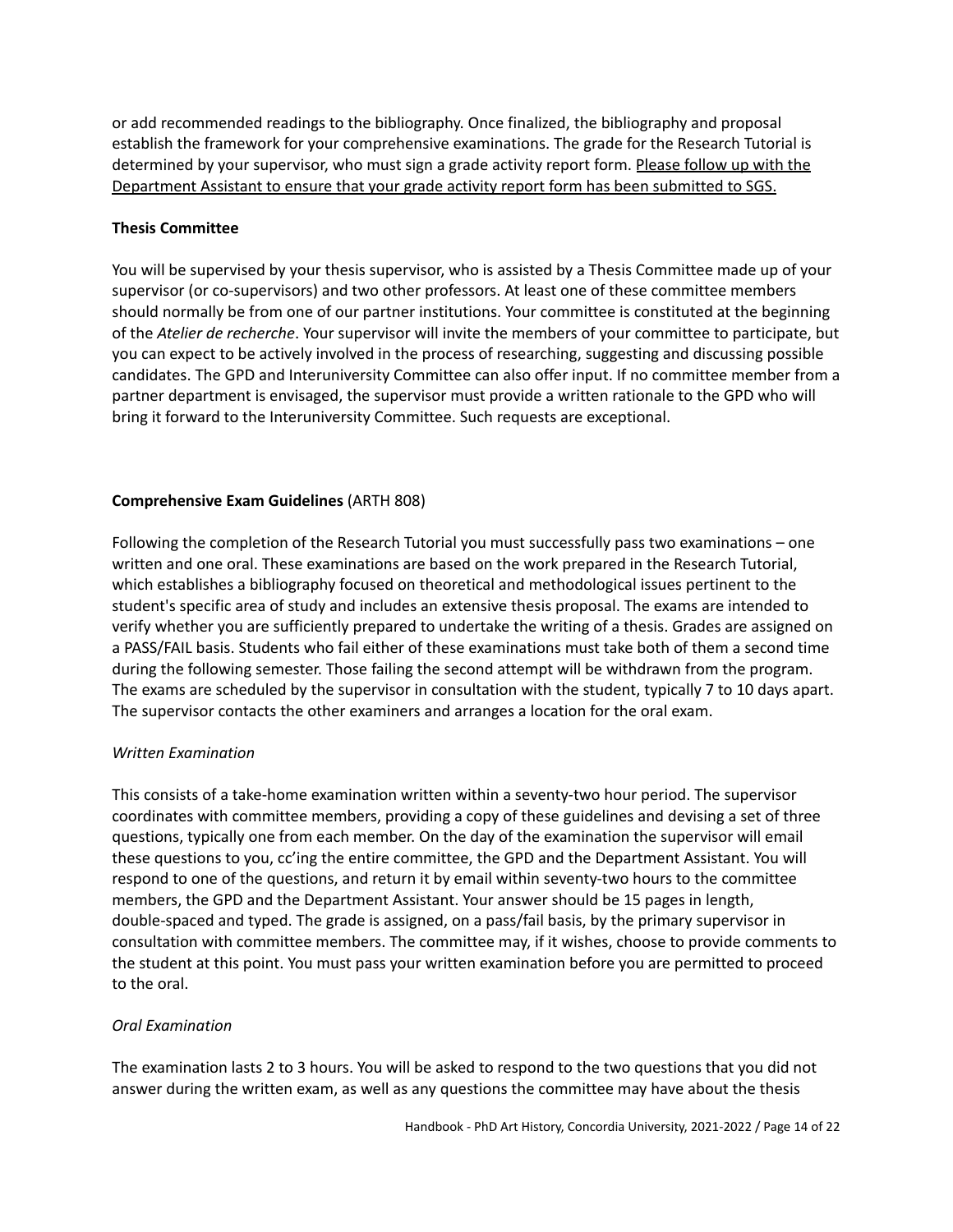or add recommended readings to the bibliography. Once finalized, the bibliography and proposal establish the framework for your comprehensive examinations. The grade for the Research Tutorial is determined by your supervisor, who must sign a grade activity report form. <u>Please follow up with the Department Assistant to ensure that your grade activity report form has been submitted to SGS.</u>

**Thesis Committee**

You will be supervised by your thesis supervisor, who is assisted by a Thesis Committee made up of your supervisor (or co-supervisors) and two other professors. At least one of these committee members should normally be from one of our partner institutions. Your committee is constituted at the beginning of the *Atelier de recherche*. Your supervisor will invite the members of your committee to participate, but you can expect to be actively involved in the process of researching, suggesting and discussing possible candidates. The GPD and Interuniversity Committee can also offer input. If no committee member from a partner department is envisaged, the supervisor must provide a written rationale to the GPD who will bring it forward to the Interuniversity Committee. Such requests are exceptional.

**Comprehensive Exam Guidelines** (ARTH 808)

Following the completion of the Research Tutorial you must successfully pass two examinations – one written and one oral. These examinations are based on the work prepared in the Research Tutorial, which establishes a bibliography focused on theoretical and methodological issues pertinent to the student's specific area of study and includes an extensive thesis proposal. The exams are intended to verify whether you are sufficiently prepared to undertake the writing of a thesis. Grades are assigned on a PASS/FAIL basis. Students who fail either of these examinations must take both of them a second time during the following semester. Those failing the second attempt will be withdrawn from the program. The exams are scheduled by the supervisor in consultation with the student, typically 7 to 10 days apart. The supervisor contacts the other examiners and arranges a location for the oral exam.

*Written Examination*

This consists of a take-home examination written within a seventy-two hour period. The supervisor coordinates with committee members, providing a copy of these guidelines and devising a set of three questions, typically one from each member. On the day of the examination the supervisor will email these questions to you, cc'ing the entire committee, the GPD and the Department Assistant. You will respond to one of the questions, and return it by email within seventy-two hours to the committee members, the GPD and the Department Assistant. Your answer should be 15 pages in length, double-spaced and typed. The grade is assigned, on a pass/fail basis, by the primary supervisor in consultation with committee members. The committee may, if it wishes, choose to provide comments to the student at this point. You must pass your written examination before you are permitted to proceed to the oral.

*Oral Examination*

The examination lasts 2 to 3 hours. You will be asked to respond to the two questions that you did not answer during the written exam, as well as any questions the committee may have about the thesis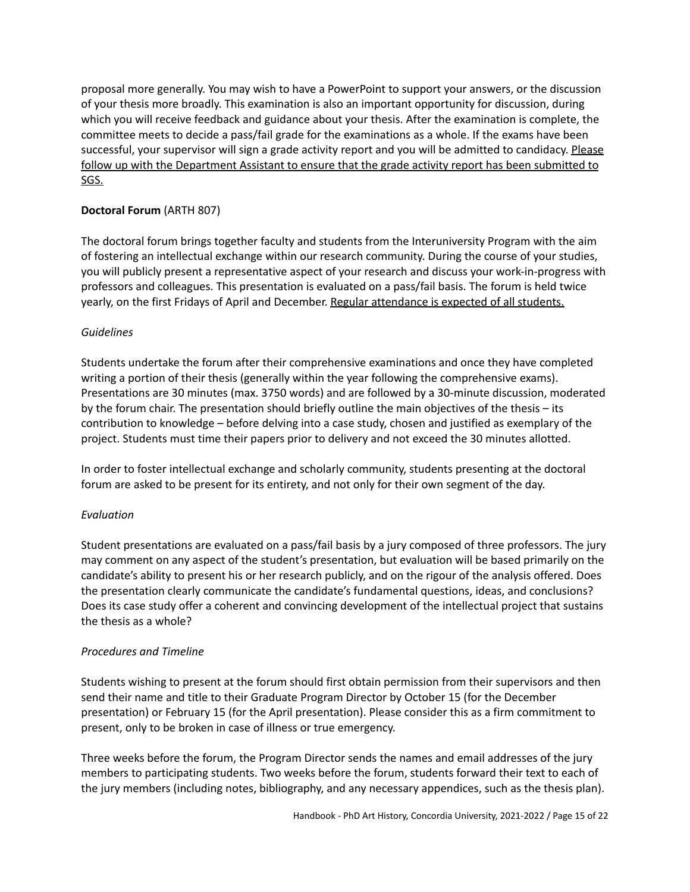proposal more generally. You may wish to have a PowerPoint to support your answers, or the discussion of your thesis more broadly. This examination is also an important opportunity for discussion, during which you will receive feedback and guidance about your thesis. After the examination is complete, the committee meets to decide a pass/fail grade for the examinations as a whole. If the exams have been successful, your supervisor will sign a grade activity report and you will be admitted to candidacy. <u>Please follow up with the Department Assistant to ensure that the grade activity report has been submitted to SGS.</u>

**Doctoral Forum** (ARTH 807)

The doctoral forum brings together faculty and students from the Interuniversity Program with the aim of fostering an intellectual exchange within our research community. During the course of your studies, you will publicly present a representative aspect of your research and discuss your work-in-progress with professors and colleagues. This presentation is evaluated on a pass/fail basis. The forum is held twice yearly, on the first Fridays of April and December. <u>Regular attendance is expected of all students.</u>

*Guidelines*

Students undertake the forum after their comprehensive examinations and once they have completed writing a portion of their thesis (generally within the year following the comprehensive exams). Presentations are 30 minutes (max. 3750 words) and are followed by a 30-minute discussion, moderated by the forum chair. The presentation should briefly outline the main objectives of the thesis – its contribution to knowledge – before delving into a case study, chosen and justified as exemplary of the project. Students must time their papers prior to delivery and not exceed the 30 minutes allotted.

In order to foster intellectual exchange and scholarly community, students presenting at the doctoral forum are asked to be present for its entirety, and not only for their own segment of the day.

*Evaluation*

Student presentations are evaluated on a pass/fail basis by a jury composed of three professors. The jury may comment on any aspect of the student's presentation, but evaluation will be based primarily on the candidate's ability to present his or her research publicly, and on the rigour of the analysis offered. Does the presentation clearly communicate the candidate's fundamental questions, ideas, and conclusions? Does its case study offer a coherent and convincing development of the intellectual project that sustains the thesis as a whole?

*Procedures and Timeline*

Students wishing to present at the forum should first obtain permission from their supervisors and then send their name and title to their Graduate Program Director by October 15 (for the December presentation) or February 15 (for the April presentation). Please consider this as a firm commitment to present, only to be broken in case of illness or true emergency.

Three weeks before the forum, the Program Director sends the names and email addresses of the jury members to participating students. Two weeks before the forum, students forward their text to each of the jury members (including notes, bibliography, and any necessary appendices, such as the thesis plan).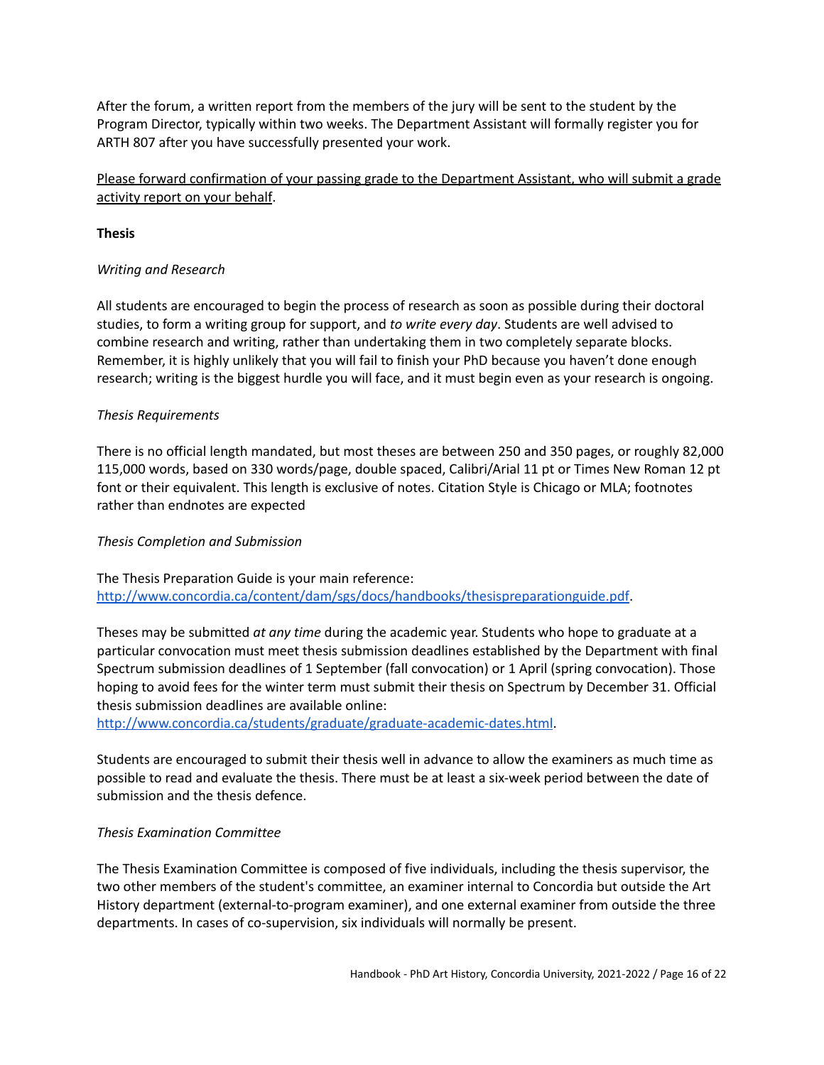After the forum, a written report from the members of the jury will be sent to the student by the Program Director, typically within two weeks. The Department Assistant will formally register you for ARTH 807 after you have successfully presented your work.

<u>Please forward confirmation of your passing grade to the Department Assistant, who will submit a grade activity report on your behalf</u>.

**Thesis**

*Writing and Research*

All students are encouraged to begin the process of research as soon as possible during their doctoral studies, to form a writing group for support, and *to write every day*. Students are well advised to combine research and writing, rather than undertaking them in two completely separate blocks. Remember, it is highly unlikely that you will fail to finish your PhD because you haven't done enough research; writing is the biggest hurdle you will face, and it must begin even as your research is ongoing.

*Thesis Requirements*

There is no official length mandated, but most theses are between 250 and 350 pages, or roughly 82,000 115,000 words, based on 330 words/page, double spaced, Calibri/Arial 11 pt or Times New Roman 12 pt font or their equivalent. This length is exclusive of notes. Citation Style is Chicago or MLA; footnotes rather than endnotes are expected

*Thesis Completion and Submission*

The Thesis Preparation Guide is your main reference: [http://www.concordia.ca/content/dam/sgs/docs/handbooks/thesispreparationguide.pdf](http://www.concordia.ca/content/dam/sgs/docs/handbooks/thesispreparationguide.pdf).

Theses may be submitted *at any time* during the academic year. Students who hope to graduate at a particular convocation must meet thesis submission deadlines established by the Department with final Spectrum submission deadlines of 1 September (fall convocation) or 1 April (spring convocation). Those hoping to avoid fees for the winter term must submit their thesis on Spectrum by December 31. Official thesis submission deadlines are available online: [http://www.concordia.ca/students/graduate/graduate-academic-dates.html](http://www.concordia.ca/students/graduate/graduate-academic-dates.html).

Students are encouraged to submit their thesis well in advance to allow the examiners as much time as possible to read and evaluate the thesis. There must be at least a six-week period between the date of submission and the thesis defence.

*Thesis Examination Committee*

The Thesis Examination Committee is composed of five individuals, including the thesis supervisor, the two other members of the student's committee, an examiner internal to Concordia but outside the Art History department (external-to-program examiner), and one external examiner from outside the three departments. In cases of co-supervision, six individuals will normally be present.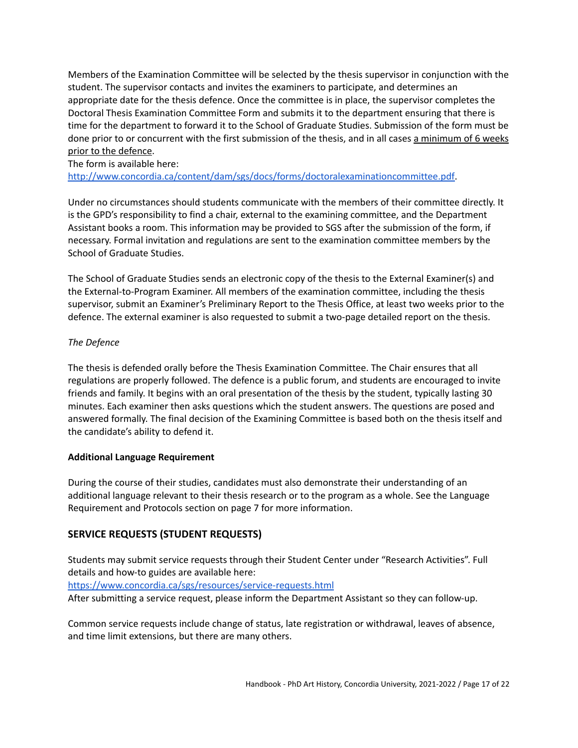Members of the Examination Committee will be selected by the thesis supervisor in conjunction with the student. The supervisor contacts and invites the examiners to participate, and determines an appropriate date for the thesis defence. Once the committee is in place, the supervisor completes the Doctoral Thesis Examination Committee Form and submits it to the department ensuring that there is time for the department to forward it to the School of Graduate Studies. Submission of the form must be done prior to or concurrent with the first submission of the thesis, and in all cases <u>a minimum of 6 weeks prior to the defence</u>.
The form is available here:
[http://www.concordia.ca/content/dam/sgs/docs/forms/doctoralexaminationcommittee.pdf](http://www.concordia.ca/content/dam/sgs/docs/forms/doctoralexaminationcommittee.pdf).

Under no circumstances should students communicate with the members of their committee directly. It is the GPD's responsibility to find a chair, external to the examining committee, and the Department Assistant books a room. This information may be provided to SGS after the submission of the form, if necessary. Formal invitation and regulations are sent to the examination committee members by the School of Graduate Studies.

The School of Graduate Studies sends an electronic copy of the thesis to the External Examiner(s) and the External-to-Program Examiner. All members of the examination committee, including the thesis supervisor, submit an Examiner's Preliminary Report to the Thesis Office, at least two weeks prior to the defence. The external examiner is also requested to submit a two-page detailed report on the thesis.

*The Defence*

The thesis is defended orally before the Thesis Examination Committee. The Chair ensures that all regulations are properly followed. The defence is a public forum, and students are encouraged to invite friends and family. It begins with an oral presentation of the thesis by the student, typically lasting 30 minutes. Each examiner then asks questions which the student answers. The questions are posed and answered formally. The final decision of the Examining Committee is based both on the thesis itself and the candidate's ability to defend it.

**Additional Language Requirement**

During the course of their studies, candidates must also demonstrate their understanding of an additional language relevant to their thesis research or to the program as a whole. See the Language Requirement and Protocols section on page 7 for more information.

## SERVICE REQUESTS (STUDENT REQUESTS)

Students may submit service requests through their Student Center under "Research Activities". Full details and how-to guides are available here:
[https://www.concordia.ca/sgs/resources/service-requests.html](https://www.concordia.ca/sgs/resources/service-requests.html)
After submitting a service request, please inform the Department Assistant so they can follow-up.

Common service requests include change of status, late registration or withdrawal, leaves of absence, and time limit extensions, but there are many others.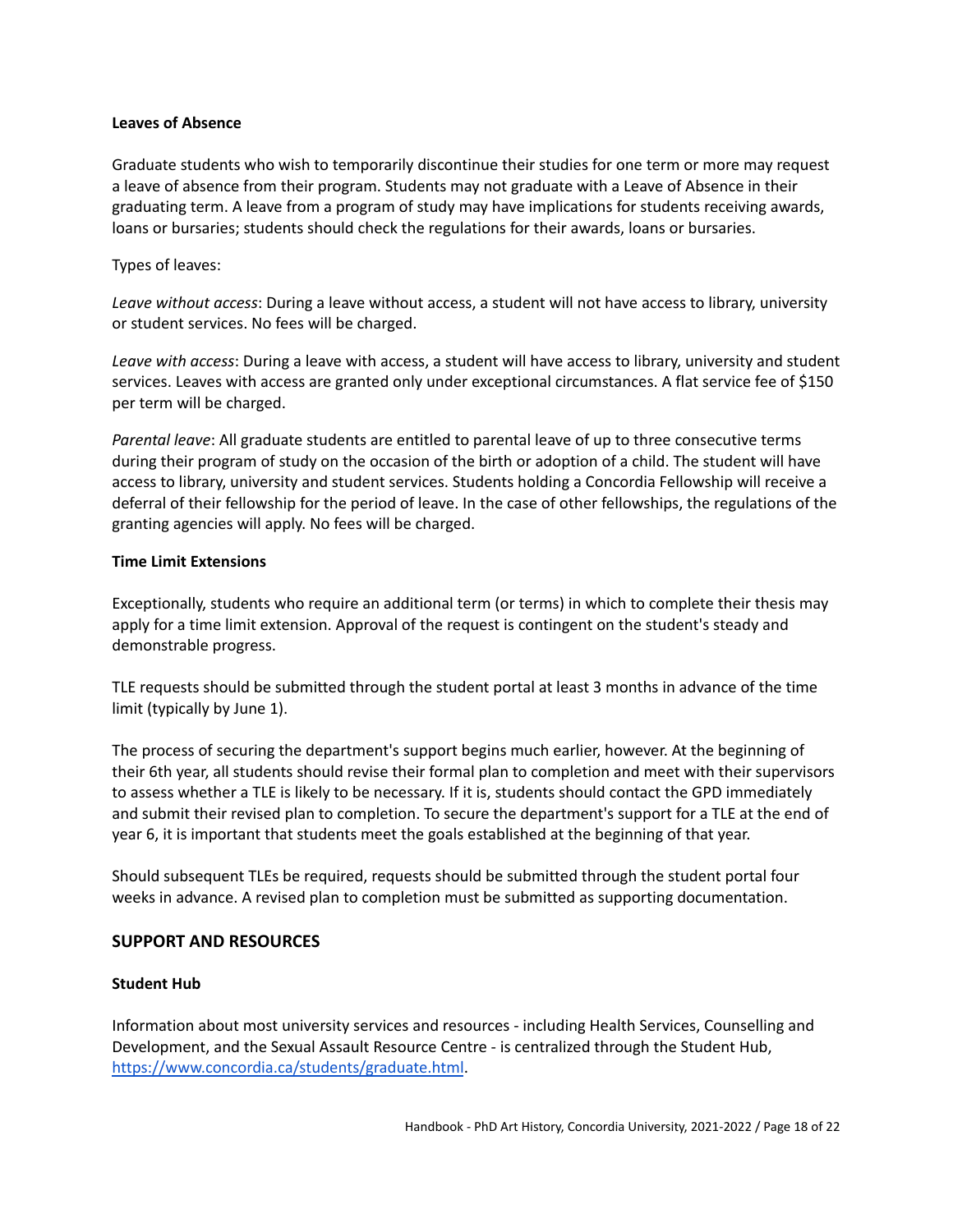**Leaves of Absence**

Graduate students who wish to temporarily discontinue their studies for one term or more may request a leave of absence from their program. Students may not graduate with a Leave of Absence in their graduating term. A leave from a program of study may have implications for students receiving awards, loans or bursaries; students should check the regulations for their awards, loans or bursaries.

Types of leaves:

*Leave without access*: During a leave without access, a student will not have access to library, university or student services. No fees will be charged.

*Leave with access*: During a leave with access, a student will have access to library, university and student services. Leaves with access are granted only under exceptional circumstances. A flat service fee of $150 per term will be charged.

*Parental leave*: All graduate students are entitled to parental leave of up to three consecutive terms during their program of study on the occasion of the birth or adoption of a child. The student will have access to library, university and student services. Students holding a Concordia Fellowship will receive a deferral of their fellowship for the period of leave. In the case of other fellowships, the regulations of the granting agencies will apply. No fees will be charged.

**Time Limit Extensions**

Exceptionally, students who require an additional term (or terms) in which to complete their thesis may apply for a time limit extension. Approval of the request is contingent on the student's steady and demonstrable progress.

TLE requests should be submitted through the student portal at least 3 months in advance of the time limit (typically by June 1).

The process of securing the department's support begins much earlier, however. At the beginning of their 6th year, all students should revise their formal plan to completion and meet with their supervisors to assess whether a TLE is likely to be necessary. If it is, students should contact the GPD immediately and submit their revised plan to completion. To secure the department's support for a TLE at the end of year 6, it is important that students meet the goals established at the beginning of that year.

Should subsequent TLEs be required, requests should be submitted through the student portal four weeks in advance. A revised plan to completion must be submitted as supporting documentation.

## SUPPORT AND RESOURCES

**Student Hub**

Information about most university services and resources - including Health Services, Counselling and Development, and the Sexual Assault Resource Centre - is centralized through the Student Hub, [https://www.concordia.ca/students/graduate.html](https://www.concordia.ca/students/graduate.html).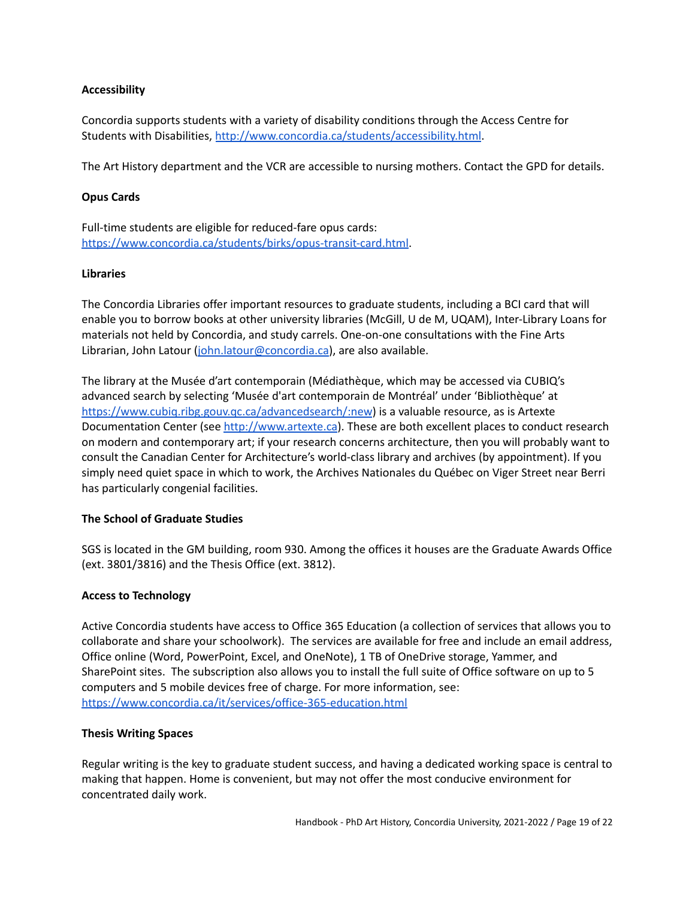**Accessibility**

Concordia supports students with a variety of disability conditions through the Access Centre for Students with Disabilities, [http://www.concordia.ca/students/accessibility.html](http://www.concordia.ca/students/accessibility.html).

The Art History department and the VCR are accessible to nursing mothers. Contact the GPD for details.

**Opus Cards**

Full-time students are eligible for reduced-fare opus cards: [https://www.concordia.ca/students/birks/opus-transit-card.html](https://www.concordia.ca/students/birks/opus-transit-card.html).

**Libraries**

The Concordia Libraries offer important resources to graduate students, including a BCI card that will enable you to borrow books at other university libraries (McGill, U de M, UQAM), Inter-Library Loans for materials not held by Concordia, and study carrels. One-on-one consultations with the Fine Arts Librarian, John Latour ([john.latour@concordia.ca](mailto:john.latour@concordia.ca)), are also available.

The library at the Musée d'art contemporain (Médiathèque, which may be accessed via CUBIQ's advanced search by selecting 'Musée d'art contemporain de Montréal' under 'Bibliothèque' at [https://www.cubiq.ribg.gouv.qc.ca/advancedsearch/:new](https://www.cubiq.ribg.gouv.qc.ca/advancedsearch/:new)) is a valuable resource, as is Artexte Documentation Center (see [http://www.artexte.ca](http://www.artexte.ca)). These are both excellent places to conduct research on modern and contemporary art; if your research concerns architecture, then you will probably want to consult the Canadian Center for Architecture's world-class library and archives (by appointment). If you simply need quiet space in which to work, the Archives Nationales du Québec on Viger Street near Berri has particularly congenial facilities.

**The School of Graduate Studies**

SGS is located in the GM building, room 930. Among the offices it houses are the Graduate Awards Office (ext. 3801/3816) and the Thesis Office (ext. 3812).

**Access to Technology**

Active Concordia students have access to Office 365 Education (a collection of services that allows you to collaborate and share your schoolwork). The services are available for free and include an email address, Office online (Word, PowerPoint, Excel, and OneNote), 1 TB of OneDrive storage, Yammer, and SharePoint sites. The subscription also allows you to install the full suite of Office software on up to 5 computers and 5 mobile devices free of charge. For more information, see: [https://www.concordia.ca/it/services/office-365-education.html](https://www.concordia.ca/it/services/office-365-education.html)

**Thesis Writing Spaces**

Regular writing is the key to graduate student success, and having a dedicated working space is central to making that happen. Home is convenient, but may not offer the most conducive environment for concentrated daily work.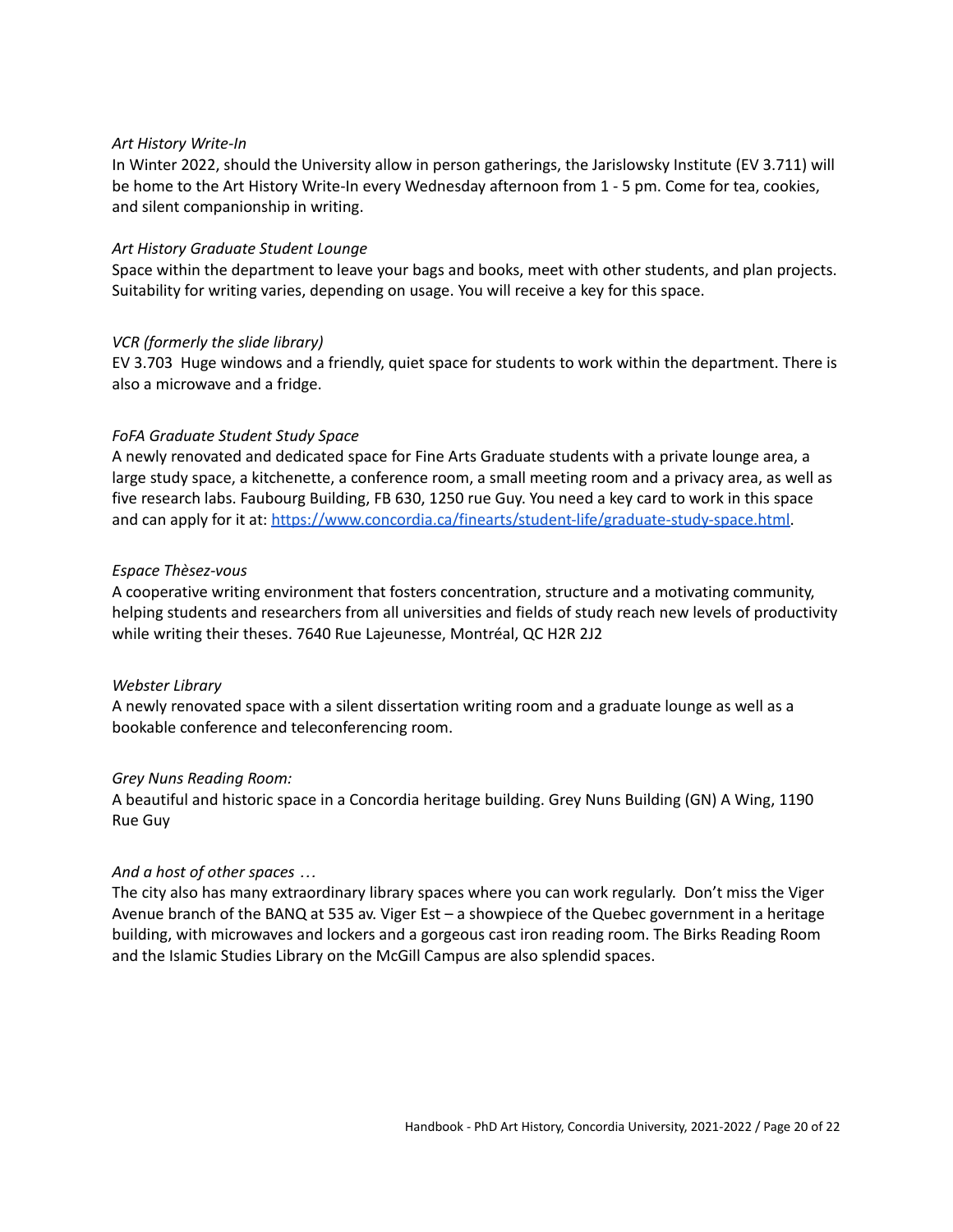*Art History Write-In*

In Winter 2022, should the University allow in person gatherings, the Jarislowsky Institute (EV 3.711) will be home to the Art History Write-In every Wednesday afternoon from 1 - 5 pm. Come for tea, cookies, and silent companionship in writing.

*Art History Graduate Student Lounge*

Space within the department to leave your bags and books, meet with other students, and plan projects. Suitability for writing varies, depending on usage. You will receive a key for this space.

*VCR (formerly the slide library)*

EV 3.703 Huge windows and a friendly, quiet space for students to work within the department. There is also a microwave and a fridge.

*FoFA Graduate Student Study Space*

A newly renovated and dedicated space for Fine Arts Graduate students with a private lounge area, a large study space, a kitchenette, a conference room, a small meeting room and a privacy area, as well as five research labs. Faubourg Building, FB 630, 1250 rue Guy. You need a key card to work in this space and can apply for it at: [https://www.concordia.ca/finearts/student-life/graduate-study-space.html](https://www.concordia.ca/finearts/student-life/graduate-study-space.html).

*Espace Thèsez-vous*

A cooperative writing environment that fosters concentration, structure and a motivating community, helping students and researchers from all universities and fields of study reach new levels of productivity while writing their theses. 7640 Rue Lajeunesse, Montréal, QC H2R 2J2

*Webster Library*

A newly renovated space with a silent dissertation writing room and a graduate lounge as well as a bookable conference and teleconferencing room.

*Grey Nuns Reading Room:*

A beautiful and historic space in a Concordia heritage building. Grey Nuns Building (GN) A Wing, 1190 Rue Guy

*And a host of other spaces …*

The city also has many extraordinary library spaces where you can work regularly. Don't miss the Viger Avenue branch of the BANQ at 535 av. Viger Est – a showpiece of the Quebec government in a heritage building, with microwaves and lockers and a gorgeous cast iron reading room. The Birks Reading Room and the Islamic Studies Library on the McGill Campus are also splendid spaces.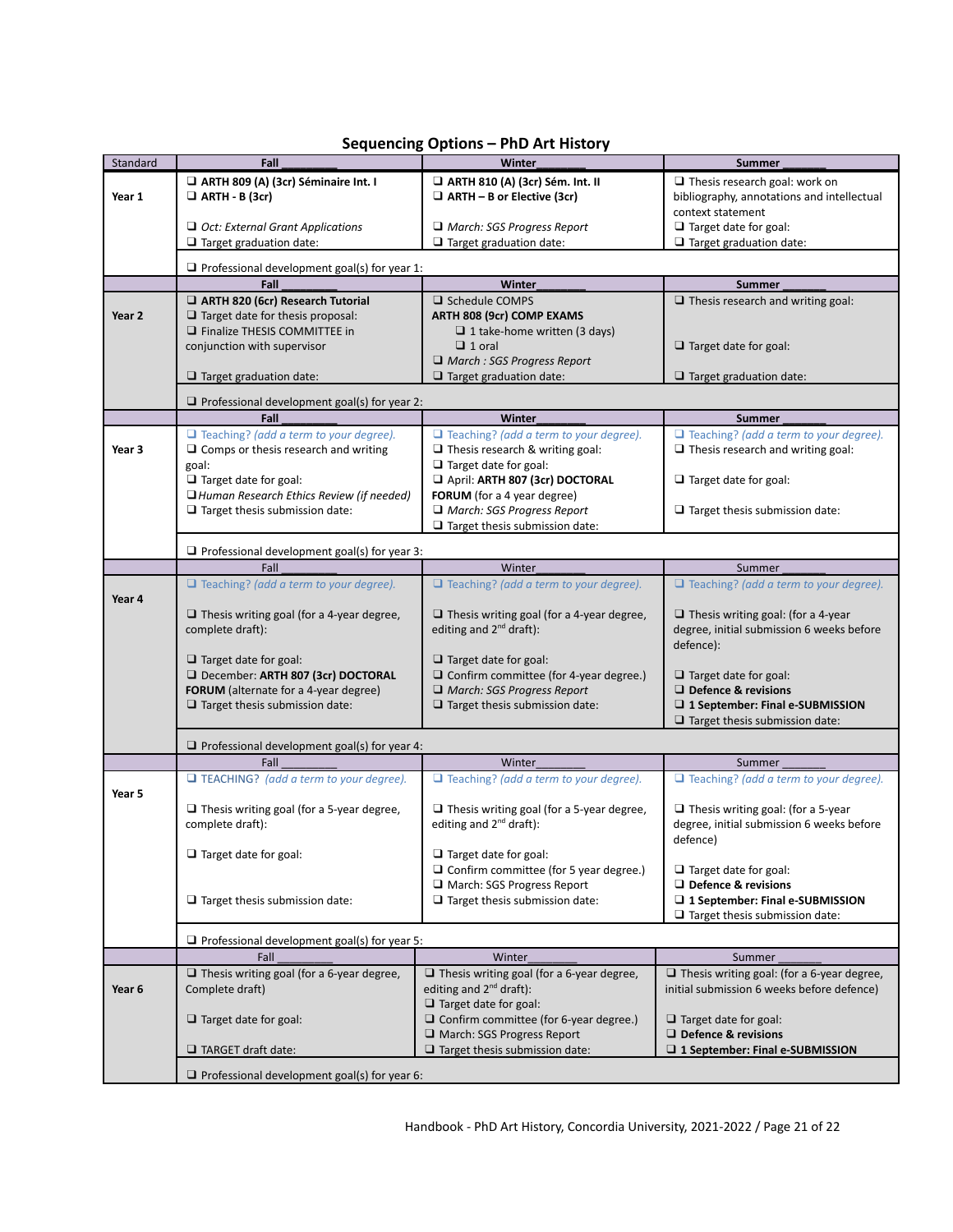## Sequencing Options – PhD Art History

| Standard | Fall ________ | Winter________ | Summer _______ |
|---|---|---|---|
| **Year 1** | ❑ **ARTH 809 (A) (3cr) Séminaire Int. I**<br>❑ **ARTH - B (3cr)**<br><br>❑ *Oct: External Grant Applications*<br>❑ Target graduation date: | ❑ **ARTH 810 (A) (3cr) Sém. Int. II**<br>❑ **ARTH – B or Elective (3cr)**<br><br>❑ *March: SGS Progress Report*<br>❑ Target graduation date: | ❑ Thesis research goal: work on bibliography, annotations and intellectual context statement<br>❑ Target date for goal:<br>❑ Target graduation date: |
| | ❑ Professional development goal(s) for year 1: | | |
| | **Fall ________** | **Winter________** | **Summer _______** |
| **Year 2** | ❑ **ARTH 820 (6cr) Research Tutorial**<br>❑ Target date for thesis proposal:<br>❑ Finalize THESIS COMMITTEE in conjunction with supervisor<br><br>❑ Target graduation date: | ❑ Schedule COMPS<br>**ARTH 808 (9cr) COMP EXAMS**<br>❑ 1 take-home written (3 days)<br>❑ 1 oral<br>❑ *March : SGS Progress Report*<br>❑ Target graduation date: | ❑ Thesis research and writing goal:<br><br>❑ Target date for goal:<br><br>❑ Target graduation date: |
| | ❑ Professional development goal(s) for year 2: | | |
| | **Fall ________** | **Winter________** | **Summer _______** |
| **Year 3** | ❑ *Teaching? (add a term to your degree).*<br>❑ Comps or thesis research and writing goal:<br>❑ Target date for goal:<br>❑ *Human Research Ethics Review (if needed)*<br>❑ Target thesis submission date: | ❑ *Teaching? (add a term to your degree).*<br>❑ Thesis research & writing goal:<br>❑ Target date for goal:<br>❑ April: **ARTH 807 (3cr) DOCTORAL FORUM** (for a 4 year degree)<br>❑ *March: SGS Progress Report*<br>❑ Target thesis submission date: | ❑ *Teaching? (add a term to your degree).*<br>❑ Thesis research and writing goal:<br><br>❑ Target date for goal:<br><br>❑ Target thesis submission date: |
| | ❑ Professional development goal(s) for year 3: | | |
| | Fall ________ | Winter________ | Summer _______ |
| **Year 4** | ❑ *Teaching? (add a term to your degree).*<br><br>❑ Thesis writing goal (for a 4-year degree, complete draft):<br><br>❑ Target date for goal:<br>❑ December: **ARTH 807 (3cr) DOCTORAL FORUM** (alternate for a 4-year degree)<br>❑ Target thesis submission date: | ❑ *Teaching? (add a term to your degree).*<br><br>❑ Thesis writing goal (for a 4-year degree, editing and 2nd draft):<br><br>❑ Target date for goal:<br>❑ Confirm committee (for 4-year degree.)<br>❑ *March: SGS Progress Report*<br>❑ Target thesis submission date: | ❑ *Teaching? (add a term to your degree).*<br><br>❑ Thesis writing goal: (for a 4-year degree, initial submission 6 weeks before defence):<br><br>❑ Target date for goal:<br>❑ **Defence & revisions**<br>❑ **1 September: Final e-SUBMISSION**<br>❑ Target thesis submission date: |
| | ❑ Professional development goal(s) for year 4: | | |
| | Fall ________ | Winter________ | Summer _______ |
| **Year 5** | ❑ TEACHING? *(add a term to your degree).*<br><br>❑ Thesis writing goal (for a 5-year degree, complete draft):<br><br>❑ Target date for goal:<br><br>❑ Target thesis submission date: | ❑ *Teaching? (add a term to your degree).*<br><br>❑ Thesis writing goal (for a 5-year degree, editing and 2nd draft):<br><br>❑ Target date for goal:<br>❑ Confirm committee (for 5 year degree.)<br>❑ March: SGS Progress Report<br>❑ Target thesis submission date: | ❑ *Teaching? (add a term to your degree).*<br><br>❑ Thesis writing goal: (for a 5-year degree, initial submission 6 weeks before defence)<br><br>❑ Target date for goal:<br>❑ **Defence & revisions**<br>❑ **1 September: Final e-SUBMISSION**<br>❑ Target thesis submission date: |
| | ❑ Professional development goal(s) for year 5: | | |
| | Fall ________ | Winter________ | Summer _______ |
| **Year 6** | ❑ Thesis writing goal (for a 6-year degree, Complete draft)<br><br>❑ Target date for goal:<br><br>❑ TARGET draft date: | ❑ Thesis writing goal (for a 6-year degree, editing and 2nd draft):<br>❑ Target date for goal:<br>❑ Confirm committee (for 6-year degree.)<br>❑ March: SGS Progress Report<br>❑ Target thesis submission date: | ❑ Thesis writing goal: (for a 6-year degree, initial submission 6 weeks before defence)<br><br>❑ Target date for goal:<br>❑ **Defence & revisions**<br>❑ **1 September: Final e-SUBMISSION** |
| | ❑ Professional development goal(s) for year 6: | | |

Handbook - PhD Art History, Concordia University, 2021-2022